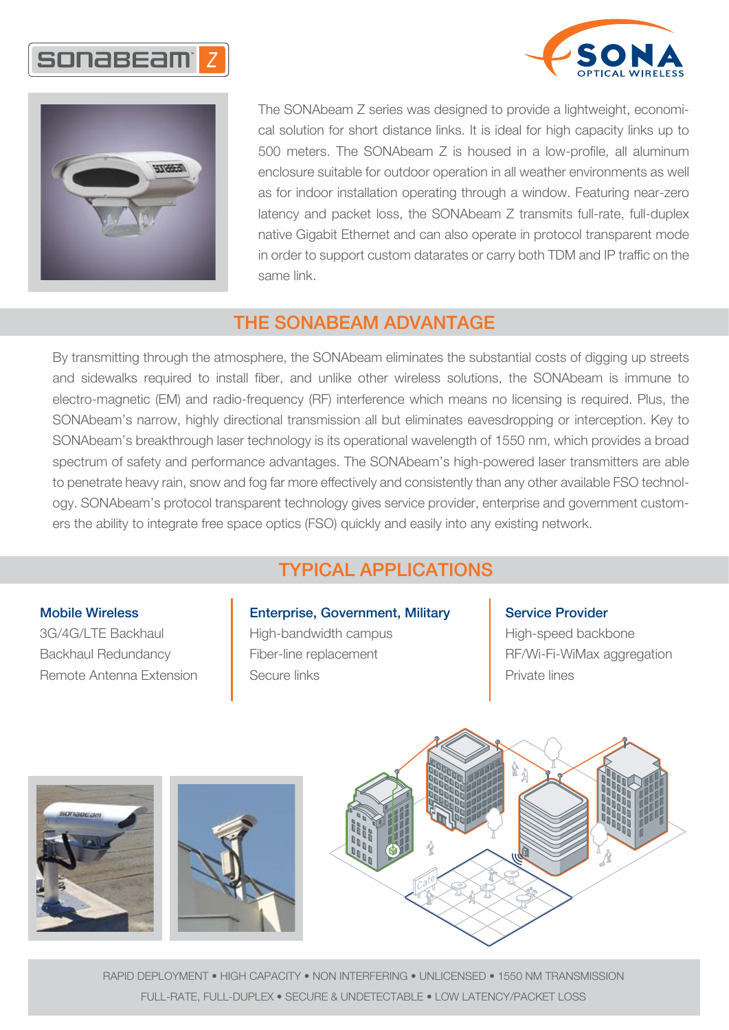# SONAbeam Z

SONA OPTICAL WIRELESS

The SONAbeam Z series was designed to provide a lightweight, economical solution for short distance links. It is ideal for high capacity links up to 500 meters. The SONAbeam Z is housed in a low-profile, all aluminum enclosure suitable for outdoor operation in all weather environments as well as for indoor installation operating through a window. Featuring near-zero latency and packet loss, the SONAbeam Z transmits full-rate, full-duplex native Gigabit Ethernet and can also operate in protocol transparent mode in order to support custom datarates or carry both TDM and IP traffic on the same link.

## THE SONABEAM ADVANTAGE

By transmitting through the atmosphere, the SONAbeam eliminates the substantial costs of digging up streets and sidewalks required to install fiber, and unlike other wireless solutions, the SONAbeam is immune to electro-magnetic (EM) and radio-frequency (RF) interference which means no licensing is required. Plus, the SONAbeam's narrow, highly directional transmission all but eliminates eavesdropping or interception. Key to SONAbeam's breakthrough laser technology is its operational wavelength of 1550 nm, which provides a broad spectrum of safety and performance advantages. The SONAbeam's high-powered laser transmitters are able to penetrate heavy rain, snow and fog far more effectively and consistently than any other available FSO technology. SONAbeam's protocol transparent technology gives service provider, enterprise and government customers the ability to integrate free space optics (FSO) quickly and easily into any existing network.

## TYPICAL APPLICATIONS

**Mobile Wireless**
- 3G/4G/LTE Backhaul
- Backhaul Redundancy
- Remote Antenna Extension

**Enterprise, Government, Military**
- High-bandwidth campus
- Fiber-line replacement
- Secure links

**Service Provider**
- High-speed backbone
- RF/Wi-Fi-WiMax aggregation
- Private lines

RAPID DEPLOYMENT • HIGH CAPACITY • NON INTERFERING • UNLICENSED • 1550 NM TRANSMISSION
FULL-RATE, FULL-DUPLEX • SECURE & UNDETECTABLE • LOW LATENCY/PACKET LOSS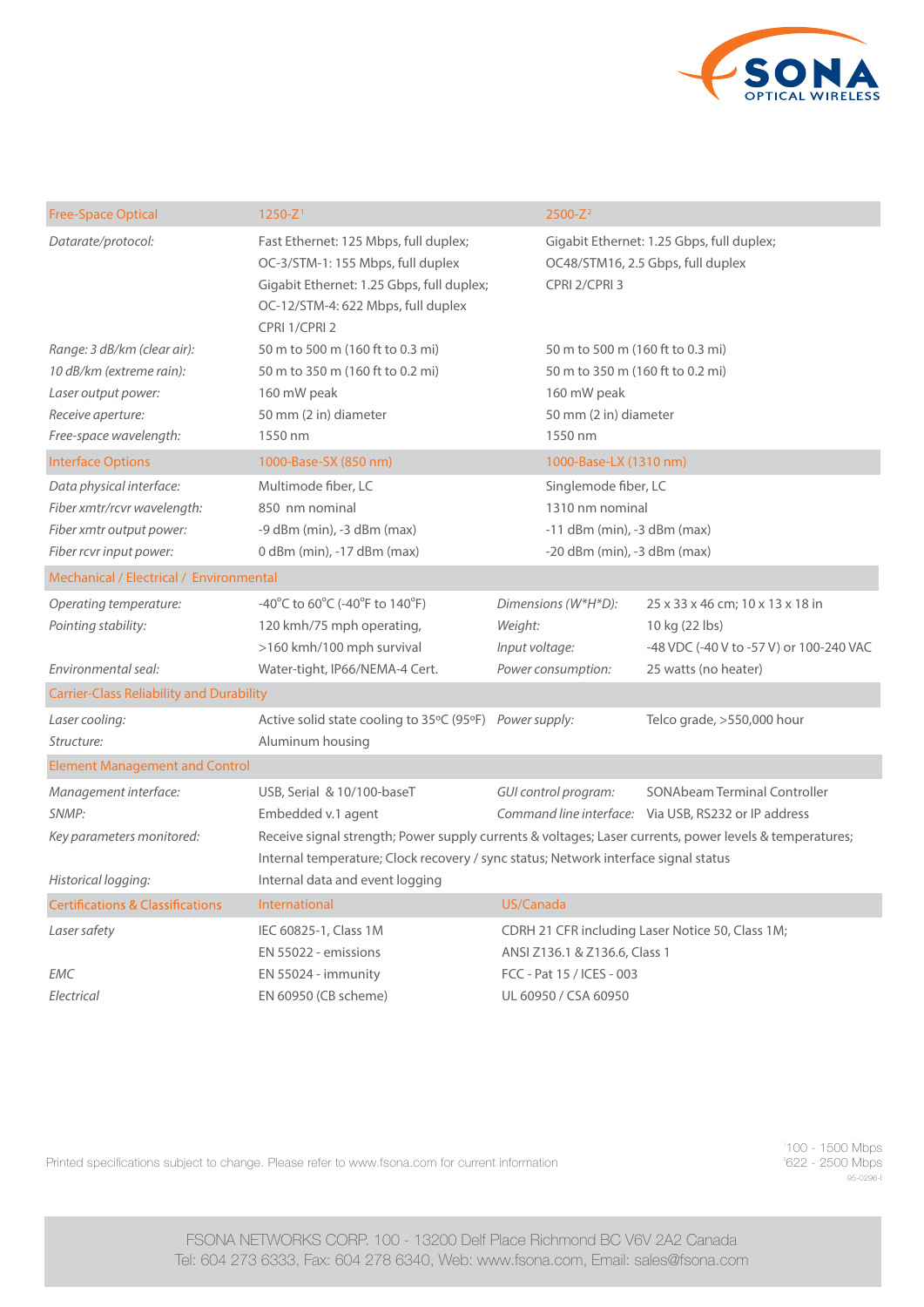SONA OPTICAL WIRELESS

| Free-Space Optical | 1250-Z[1] | 2500-Z[2] |
|---|---|---|
| *Datarate/protocol:* | Fast Ethernet: 125 Mbps, full duplex; OC-3/STM-1: 155 Mbps, full duplex Gigabit Ethernet: 1.25 Gbps, full duplex; OC-12/STM-4: 622 Mbps, full duplex CPRI 1/CPRI 2 | Gigabit Ethernet: 1.25 Gbps, full duplex; OC48/STM16, 2.5 Gbps, full duplex CPRI 2/CPRI 3 |
| *Range: 3 dB/km (clear air):* | 50 m to 500 m (160 ft to 0.3 mi) | 50 m to 500 m (160 ft to 0.3 mi) |
| *10 dB/km (extreme rain):* | 50 m to 350 m (160 ft to 0.2 mi) | 50 m to 350 m (160 ft to 0.2 mi) |
| *Laser output power:* | 160 mW peak | 160 mW peak |
| *Receive aperture:* | 50 mm (2 in) diameter | 50 mm (2 in) diameter |
| *Free-space wavelength:* | 1550 nm | 1550 nm |

| Interface Options | 1000-Base-SX (850 nm) | 1000-Base-LX (1310 nm) |
|---|---|---|
| *Data physical interface:* | Multimode fiber, LC | Singlemode fiber, LC |
| *Fiber xmtr/rcvr wavelength:* | 850 nm nominal | 1310 nm nominal |
| *Fiber xmtr output power:* | -9 dBm (min), -3 dBm (max) | -11 dBm (min), -3 dBm (max) |
| *Fiber rcvr input power:* | 0 dBm (min), -17 dBm (max) | -20 dBm (min), -3 dBm (max) |

| Mechanical / Electrical / Environmental | | | |
|---|---|---|---|
| *Operating temperature:* | -40°C to 60°C (-40°F to 140°F) | *Dimensions (W\*H\*D):* | 25 x 33 x 46 cm; 10 x 13 x 18 in |
| *Pointing stability:* | 120 kmh/75 mph operating, >160 kmh/100 mph survival | *Weight:* | 10 kg (22 lbs) |
| | | *Input voltage:* | -48 VDC (-40 V to -57 V) or 100-240 VAC |
| *Environmental seal:* | Water-tight, IP66/NEMA-4 Cert. | *Power consumption:* | 25 watts (no heater) |

| Carrier-Class Reliability and Durability | | | |
|---|---|---|---|
| *Laser cooling:* | Active solid state cooling to 35ºC (95ºF) | *Power supply:* | Telco grade, >550,000 hour |
| *Structure:* | Aluminum housing | | |

| Element Management and Control | | | |
|---|---|---|---|
| *Management interface:* | USB, Serial & 10/100-baseT | *GUI control program:* | SONAbeam Terminal Controller |
| *SNMP:* | Embedded v.1 agent | *Command line interface:* | Via USB, RS232 or IP address |
| *Key parameters monitored:* | Receive signal strength; Power supply currents & voltages; Laser currents, power levels & temperatures; Internal temperature; Clock recovery / sync status; Network interface signal status | | |
| *Historical logging:* | Internal data and event logging | | |

| Certifications & Classifications | International | US/Canada |
|---|---|---|
| *Laser safety* | IEC 60825-1, Class 1M | CDRH 21 CFR including Laser Notice 50, Class 1M; ANSI Z136.1 & Z136.6, Class 1 |
| | EN 55022 - emissions | |
| *EMC* | EN 55024 - immunity | FCC - Pat 15 / ICES - 003 |
| *Electrical* | EN 60950 (CB scheme) | UL 60950 / CSA 60950 |

Printed specifications subject to change. Please refer to www.fsona.com for current information

[1] 100 - 1500 Mbps
[2] 622 - 2500 Mbps

95-0296-I

FSONA NETWORKS CORP. 100 - 13200 Delf Place Richmond BC V6V 2A2 Canada
Tel: 604 273 6333, Fax: 604 278 6340, Web: www.fsona.com, Email: sales@fsona.com